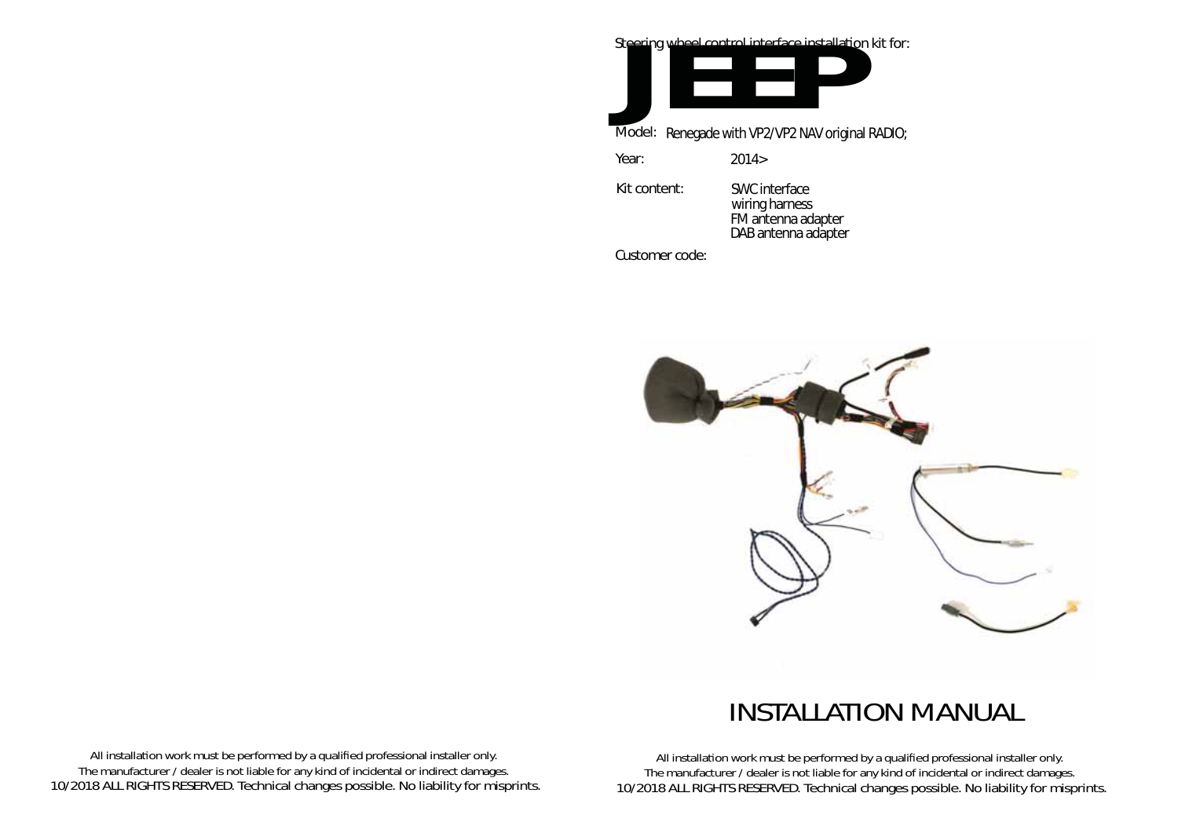Steering wheel control interface installation kit for:

# JEEP

Model: Renegade with VP2/VP2 NAV original RADIO;

Year: 2014>

Kit content: SWC interface
wiring harness
FM antenna adapter
DAB antenna adapter

Customer code:

# INSTALLATION MANUAL

All installation work must be performed by a qualified professional installer only.
The manufacturer / dealer is not liable for any kind of incidental or indirect damages.
10/2018 ALL RIGHTS RESERVED. Technical changes possible. No liability for misprints.

All installation work must be performed by a qualified professional installer only.
The manufacturer / dealer is not liable for any kind of incidental or indirect damages.
10/2018 ALL RIGHTS RESERVED. Technical changes possible. No liability for misprints.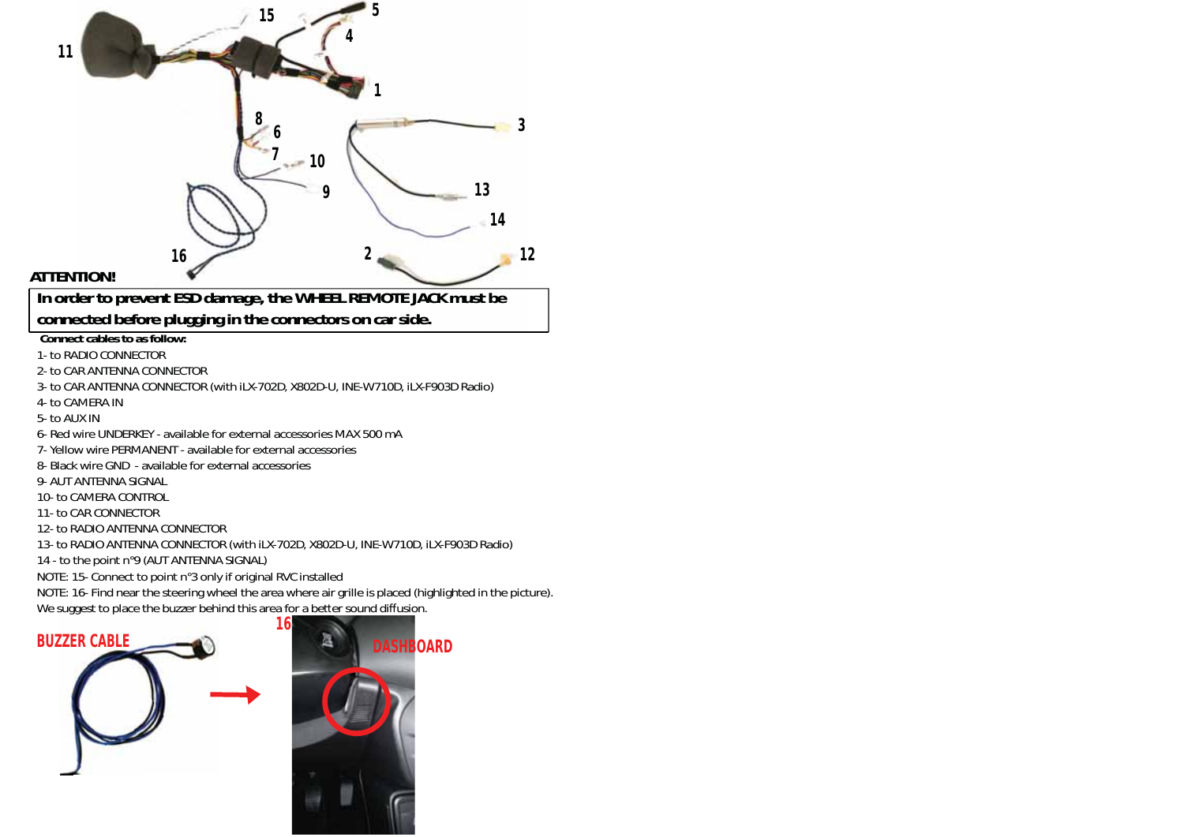**ATTENTION!**

**In order to prevent ESD damage, the WHEEL REMOTE JACK must be connected before plugging in the connectors on car side.**

**Connect cables to as follow:**

1- to RADIO CONNECTOR
2- to CAR ANTENNA CONNECTOR
3- to CAR ANTENNA CONNECTOR (with iLX-702D, X802D-U, INE-W710D, iLX-F903D Radio)
4- to CAMERA IN
5- to AUX IN
6- Red wire UNDERKEY - available for external accessories MAX 500 mA
7- Yellow wire PERMANENT - available for external accessories
8- Black wire GND - available for external accessories
9- AUT ANTENNA SIGNAL
10- to CAMERA CONTROL
11- to CAR CONNECTOR
12- to RADIO ANTENNA CONNECTOR
13- to RADIO ANTENNA CONNECTOR (with iLX-702D, X802D-U, INE-W710D, iLX-F903D Radio)
14 - to the point n°9 (AUT ANTENNA SIGNAL)
NOTE: 15- Connect to point n°3 only if original RVC installed
NOTE: 16- Find near the steering wheel the area where air grille is placed (highlighted in the picture). We suggest to place the buzzer behind this area for a better sound diffusion.

BUZZER CABLE

16 DASHBOARD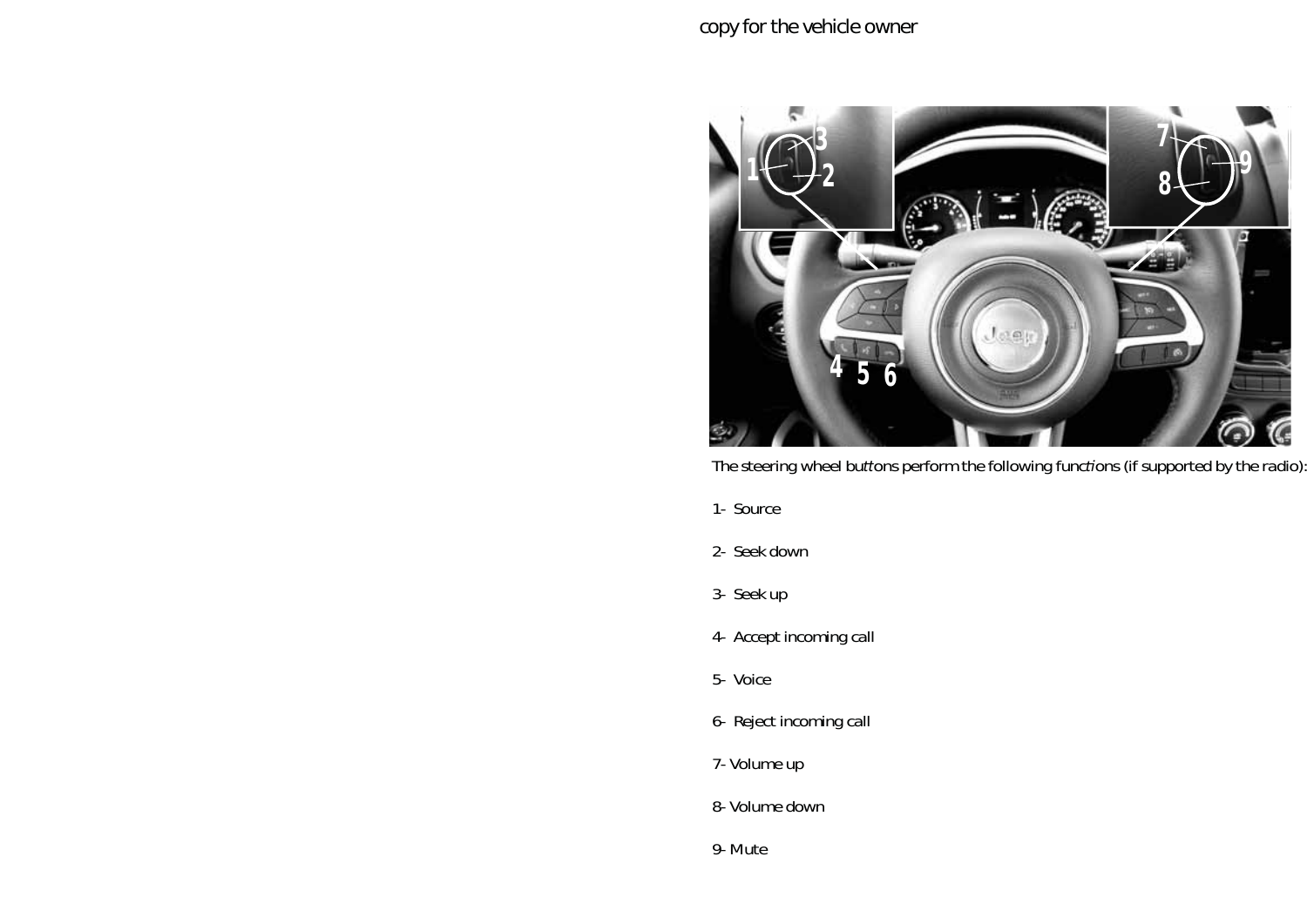copy for the vehicle owner

The steering wheel buttons perform the following functions (if supported by the radio):

1- Source

2- Seek down

3- Seek up

4- Accept incoming call

5- Voice

6- Reject incoming call

7- Volume up

8- Volume down

9- Mute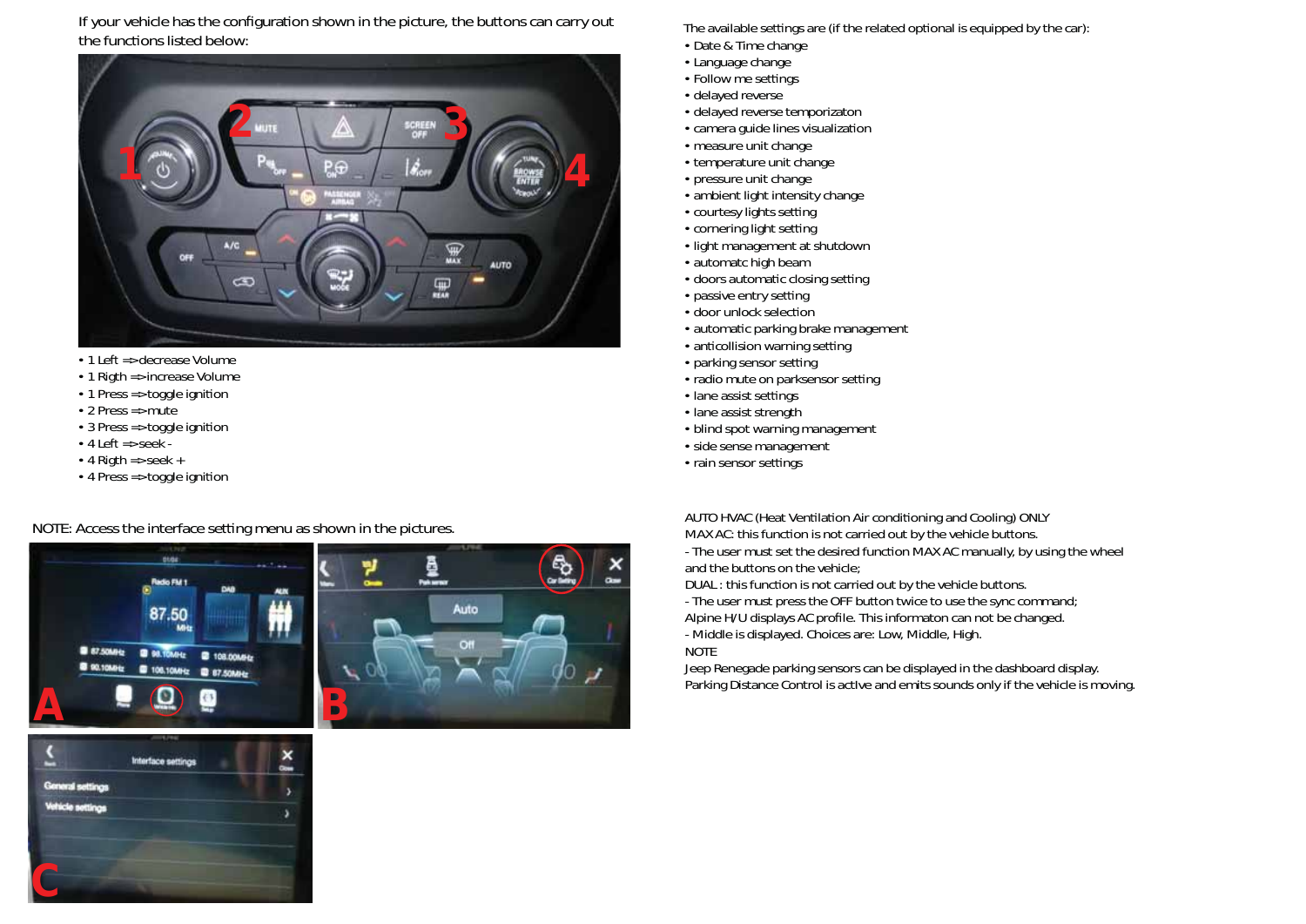If your vehicle has the configuration shown in the picture, the buttons can carry out the functions listed below:

- 1 Left =>decrease Volume
- 1 Rigth =>increase Volume
- 1 Press =>toggle ignition
- 2 Press =>mute
- 3 Press =>toggle ignition
- 4 Left =>seek -
- 4 Rigth =>seek +
- 4 Press =>toggle ignition

NOTE: Access the interface setting menu as shown in the pictures.

The available settings are (if the related optional is equipped by the car):

- Date & Time change
- Language change
- Follow me settings
- delayed reverse
- delayed reverse temporizaton
- camera guide lines visualization
- measure unit change
- temperature unit change
- pressure unit change
- ambient light intensity change
- courtesy lights setting
- cornering light setting
- light management at shutdown
- automatc high beam
- doors automatic closing setting
- passive entry setting
- door unlock selection
- automatic parking brake management
- anticollision warning setting
- parking sensor setting
- radio mute on parksensor setting
- lane assist settings
- lane assist strength
- blind spot warning management
- side sense management
- rain sensor settings

AUTO HVAC (Heat Ventilation Air conditioning and Cooling) ONLY
MAX AC: this function is not carried out by the vehicle buttons.
- The user must set the desired function MAX AC manually, by using the wheel and the buttons on the vehicle;
DUAL : this function is not carried out by the vehicle buttons.
- The user must press the OFF button twice to use the sync command;
Alpine H/U displays AC profile. This informaton can not be changed.
- Middle is displayed. Choices are: Low, Middle, High.
NOTE
Jeep Renegade parking sensors can be displayed in the dashboard display.
Parking Distance Control is actve and emits sounds only if the vehicle is moving.